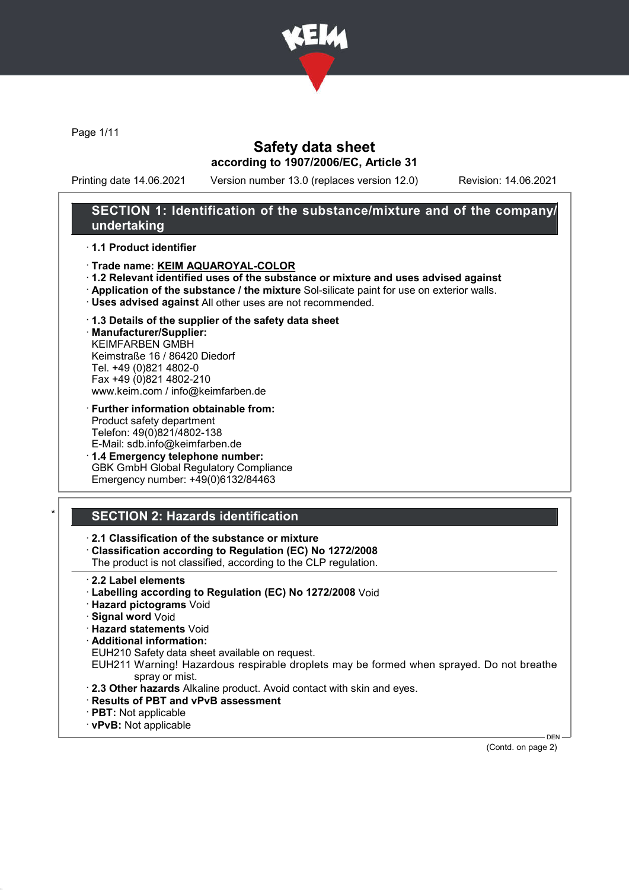# Safety data sheet
## according to 1907/2006/EC, Article 31

Printing date 14.06.2021 Version number 13.0 (replaces version 12.0) Revision: 14.06.2021

## SECTION 1: Identification of the substance/mixture and of the company/undertaking

· **1.1 Product identifier**

· **Trade name: KEIM AQUAROYAL-COLOR**

· **1.2 Relevant identified uses of the substance or mixture and uses advised against**

· **Application of the substance / the mixture** Sol-silicate paint for use on exterior walls.

· **Uses advised against** All other uses are not recommended.

· **1.3 Details of the supplier of the safety data sheet**

· **Manufacturer/Supplier:**
KEIMFARBEN GMBH
Keimstraße 16 / 86420 Diedorf
Tel. +49 (0)821 4802-0
Fax +49 (0)821 4802-210
www.keim.com / info@keimfarben.de

· **Further information obtainable from:**
Product safety department
Telefon: 49(0)821/4802-138
E-Mail: sdb.info@keimfarben.de

· **1.4 Emergency telephone number:**
GBK GmbH Global Regulatory Compliance
Emergency number: +49(0)6132/84463

## * SECTION 2: Hazards identification

· **2.1 Classification of the substance or mixture**

· **Classification according to Regulation (EC) No 1272/2008**
The product is not classified, according to the CLP regulation.

· **2.2 Label elements**

· **Labelling according to Regulation (EC) No 1272/2008** Void

· **Hazard pictograms** Void

· **Signal word** Void

· **Hazard statements** Void

· **Additional information:**
EUH210 Safety data sheet available on request.
EUH211 Warning! Hazardous respirable droplets may be formed when sprayed. Do not breathe spray or mist.

· **2.3 Other hazards** Alkaline product. Avoid contact with skin and eyes.

· **Results of PBT and vPvB assessment**

· **PBT:** Not applicable

· **vPvB:** Not applicable

(Contd. on page 2)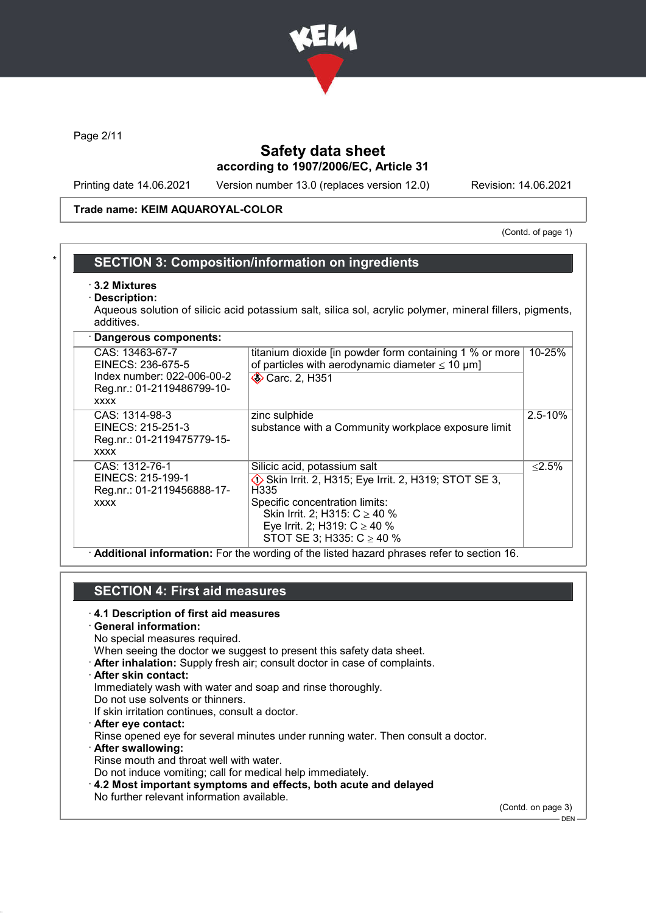# Safety data sheet
## according to 1907/2006/EC, Article 31

Printing date 14.06.2021 Version number 13.0 (replaces version 12.0) Revision: 14.06.2021

**Trade name: KEIM AQUAROYAL-COLOR**

(Contd. of page 1)

## SECTION 3: Composition/information on ingredients

· **3.2 Mixtures**
· **Description:**
Aqueous solution of silicic acid potassium salt, silica sol, acrylic polymer, mineral fillers, pigments, additives.

· **Dangerous components:**

| | | |
|---|---|---|
| CAS: 13463-67-7<br>EINECS: 236-675-5<br>Index number: 022-006-00-2<br>Reg.nr.: 01-2119486799-10-xxxx | titanium dioxide [in powder form containing 1 % or more of particles with aerodynamic diameter ≤ 10 μm]<br>Carc. 2, H351 | 10-25% |
| CAS: 1314-98-3<br>EINECS: 215-251-3<br>Reg.nr.: 01-2119475779-15-xxxx | zinc sulphide<br>substance with a Community workplace exposure limit | 2.5-10% |
| CAS: 1312-76-1<br>EINECS: 215-199-1<br>Reg.nr.: 01-2119456888-17-xxxx | Silicic acid, potassium salt<br>Skin Irrit. 2, H315; Eye Irrit. 2, H319; STOT SE 3, H335<br>Specific concentration limits:<br>Skin Irrit. 2; H315: C ≥ 40 %<br>Eye Irrit. 2; H319: C ≥ 40 %<br>STOT SE 3; H335: C ≥ 40 % | ≤2.5% |

· **Additional information:** For the wording of the listed hazard phrases refer to section 16.

## SECTION 4: First aid measures

· **4.1 Description of first aid measures**
· **General information:**
No special measures required.
When seeing the doctor we suggest to present this safety data sheet.
· **After inhalation:** Supply fresh air; consult doctor in case of complaints.
· **After skin contact:**
Immediately wash with water and soap and rinse thoroughly.
Do not use solvents or thinners.
If skin irritation continues, consult a doctor.
· **After eye contact:**
Rinse opened eye for several minutes under running water. Then consult a doctor.
· **After swallowing:**
Rinse mouth and throat well with water.
Do not induce vomiting; call for medical help immediately.
· **4.2 Most important symptoms and effects, both acute and delayed**
No further relevant information available.

(Contd. on page 3)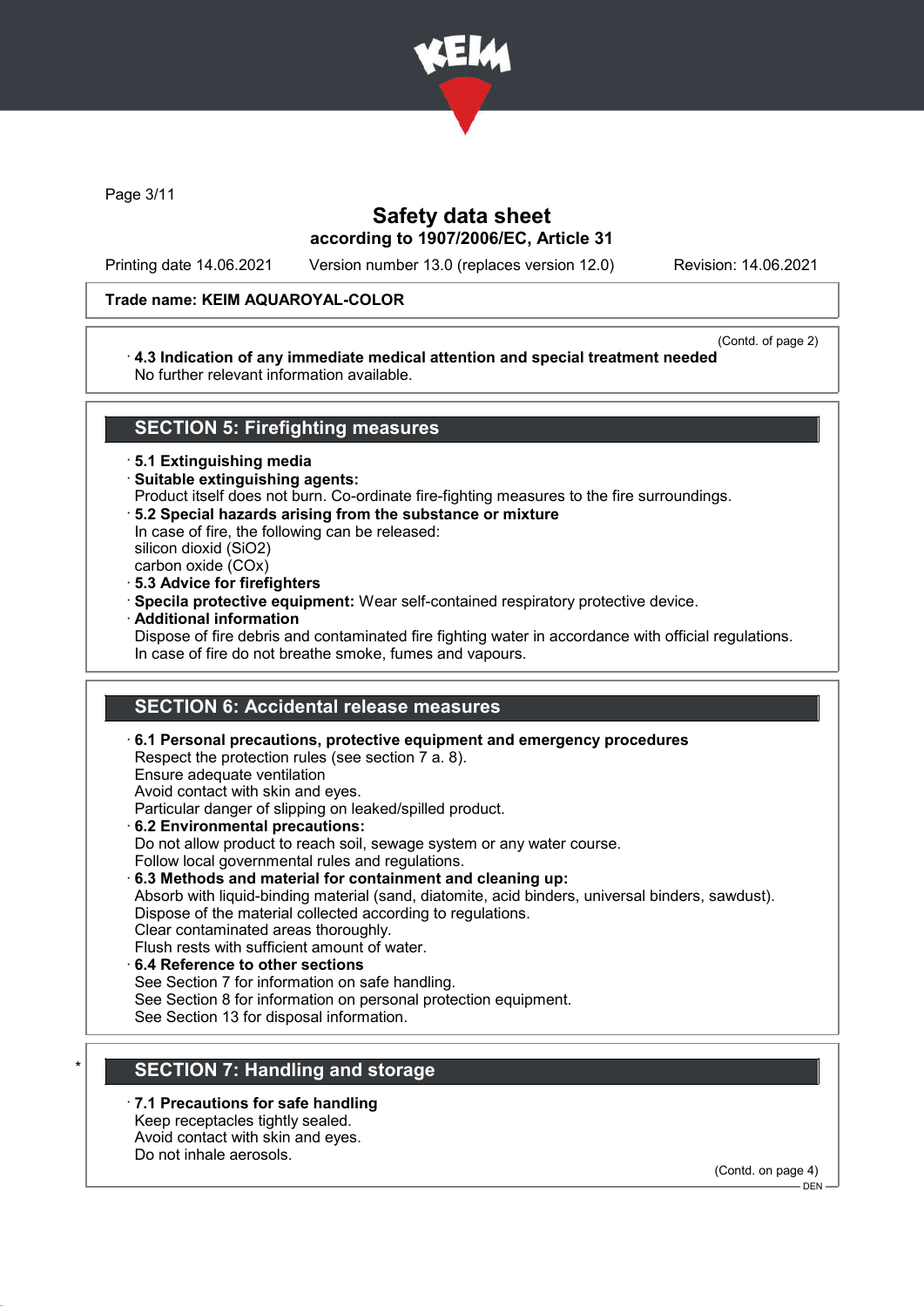(Contd. of page 2)

· **4.3 Indication of any immediate medical attention and special treatment needed**
No further relevant information available.

## SECTION 5: Firefighting measures

· **5.1 Extinguishing media**
· **Suitable extinguishing agents:**
Product itself does not burn. Co-ordinate fire-fighting measures to the fire surroundings.
· **5.2 Special hazards arising from the substance or mixture**
In case of fire, the following can be released:
silicon dioxid ($SiO_2$)
carbon oxide ($CO_x$)
· **5.3 Advice for firefighters**
· **Specila protective equipment:** Wear self-contained respiratory protective device.
· **Additional information**
Dispose of fire debris and contaminated fire fighting water in accordance with official regulations.
In case of fire do not breathe smoke, fumes and vapours.

## SECTION 6: Accidental release measures

· **6.1 Personal precautions, protective equipment and emergency procedures**
Respect the protection rules (see section 7 a. 8).
Ensure adequate ventilation
Avoid contact with skin and eyes.
Particular danger of slipping on leaked/spilled product.
· **6.2 Environmental precautions:**
Do not allow product to reach soil, sewage system or any water course.
Follow local governmental rules and regulations.
· **6.3 Methods and material for containment and cleaning up:**
Absorb with liquid-binding material (sand, diatomite, acid binders, universal binders, sawdust).
Dispose of the material collected according to regulations.
Clear contaminated areas thoroughly.
Flush rests with sufficient amount of water.
· **6.4 Reference to other sections**
See Section 7 for information on safe handling.
See Section 8 for information on personal protection equipment.
See Section 13 for disposal information.

## * SECTION 7: Handling and storage

· **7.1 Precautions for safe handling**
Keep receptacles tightly sealed.
Avoid contact with skin and eyes.
Do not inhale aerosols.

(Contd. on page 4)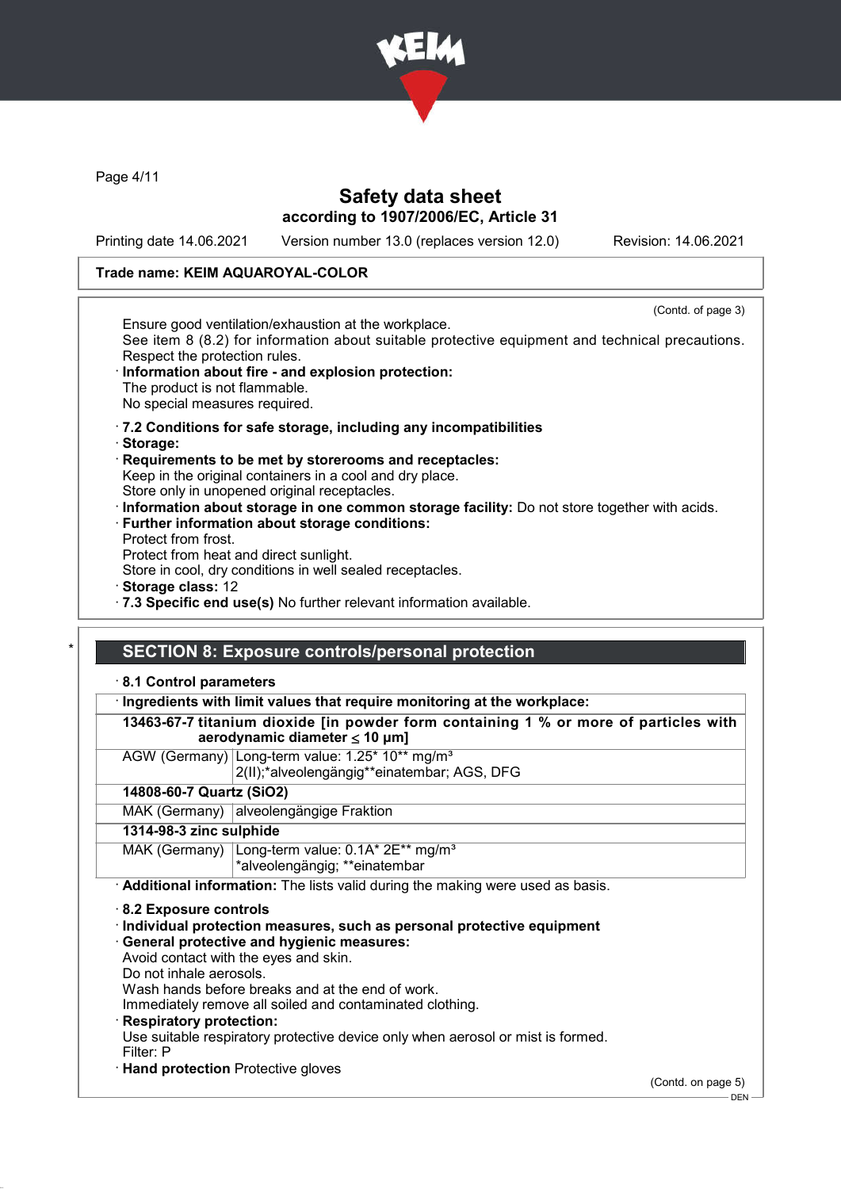(Contd. of page 3)

Ensure good ventilation/exhaustion at the workplace.
See item 8 (8.2) for information about suitable protective equipment and technical precautions.
Respect the protection rules.

· **Information about fire - and explosion protection:**
The product is not flammable.
No special measures required.

· **7.2 Conditions for safe storage, including any incompatibilities**
· **Storage:**
· **Requirements to be met by storerooms and receptacles:**
Keep in the original containers in a cool and dry place.
Store only in unopened original receptacles.
· **Information about storage in one common storage facility:** Do not store together with acids.
· **Further information about storage conditions:**
Protect from frost.
Protect from heat and direct sunlight.
Store in cool, dry conditions in well sealed receptacles.
· **Storage class:** 12
· **7.3 Specific end use(s)** No further relevant information available.

## * SECTION 8: Exposure controls/personal protection

· **8.1 Control parameters**

· **Ingredients with limit values that require monitoring at the workplace:**

| | |
|---|---|
| **13463-67-7 titanium dioxide [in powder form containing 1 % or more of particles with aerodynamic diameter ≤ 10 μm]** | |
| AGW (Germany) | Long-term value: 1.25* 10** mg/m³<br>2(II);*alveolengängig**einatembar; AGS, DFG |
| **14808-60-7 Quartz ($SiO_2$)** | |
| MAK (Germany) | alveolengängige Fraktion |
| **1314-98-3 zinc sulphide** | |
| MAK (Germany) | Long-term value: 0.1A* 2E** mg/m³<br>*alveolengängig; **einatembar |

· **Additional information:** The lists valid during the making were used as basis.

· **8.2 Exposure controls**
· **Individual protection measures, such as personal protective equipment**
· **General protective and hygienic measures:**
Avoid contact with the eyes and skin.
Do not inhale aerosols.
Wash hands before breaks and at the end of work.
Immediately remove all soiled and contaminated clothing.
· **Respiratory protection:**
Use suitable respiratory protective device only when aerosol or mist is formed.
Filter: P
· **Hand protection** Protective gloves

(Contd. on page 5)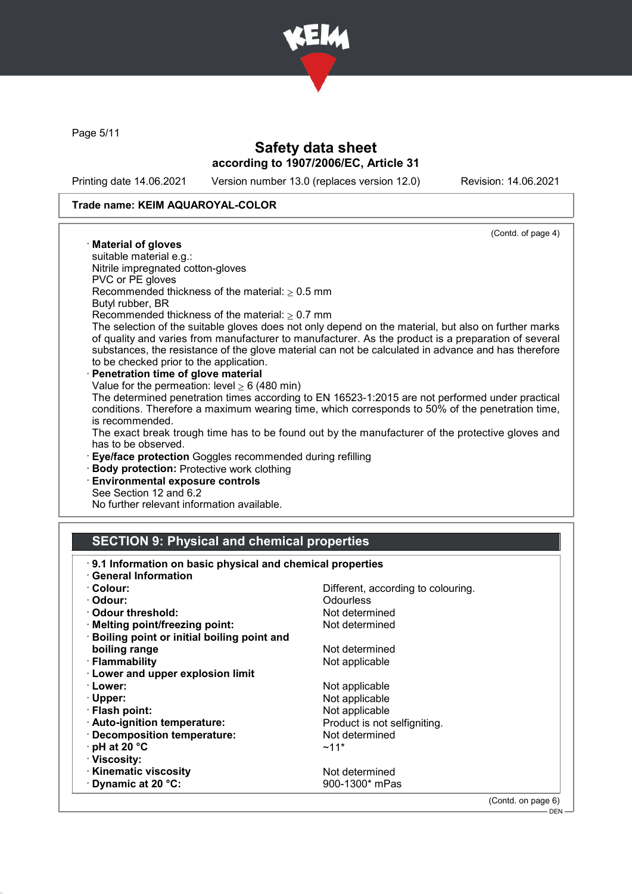(Contd. of page 4)

· **Material of gloves**

suitable material e.g.:
Nitrile impregnated cotton-gloves
PVC or PE gloves
Recommended thickness of the material: $\geq$ 0.5 mm
Butyl rubber, BR
Recommended thickness of the material: $\geq$ 0.7 mm
The selection of the suitable gloves does not only depend on the material, but also on further marks of quality and varies from manufacturer to manufacturer. As the product is a preparation of several substances, the resistance of the glove material can not be calculated in advance and has therefore to be checked prior to the application.

· **Penetration time of glove material**

Value for the permeation: level $\geq$ 6 (480 min)
The determined penetration times according to EN 16523-1:2015 are not performed under practical conditions. Therefore a maximum wearing time, which corresponds to 50% of the penetration time, is recommended.
The exact break trough time has to be found out by the manufacturer of the protective gloves and has to be observed.

· **Eye/face protection** Goggles recommended during refilling

· **Body protection:** Protective work clothing

· **Environmental exposure controls**

See Section 12 and 6.2
No further relevant information available.

## SECTION 9: Physical and chemical properties

· **9.1 Information on basic physical and chemical properties**

· **General Information**

| | |
|---|---|
| · **Colour:** | Different, according to colouring. |
| · **Odour:** | Odourless |
| · **Odour threshold:** | Not determined |
| · **Melting point/freezing point:** | Not determined |
| · **Boiling point or initial boiling point and boiling range** | Not determined |
| · **Flammability** | Not applicable |
| · **Lower and upper explosion limit** | |
| · **Lower:** | Not applicable |
| · **Upper:** | Not applicable |
| · **Flash point:** | Not applicable |
| · **Auto-ignition temperature:** | Product is not selfigniting. |
| · **Decomposition temperature:** | Not determined |
| · **pH at 20 °C** | ~11* |
| · **Viscosity:** | |
| · **Kinematic viscosity** | Not determined |
| · **Dynamic at 20 °C:** | 900-1300* mPas |

(Contd. on page 6)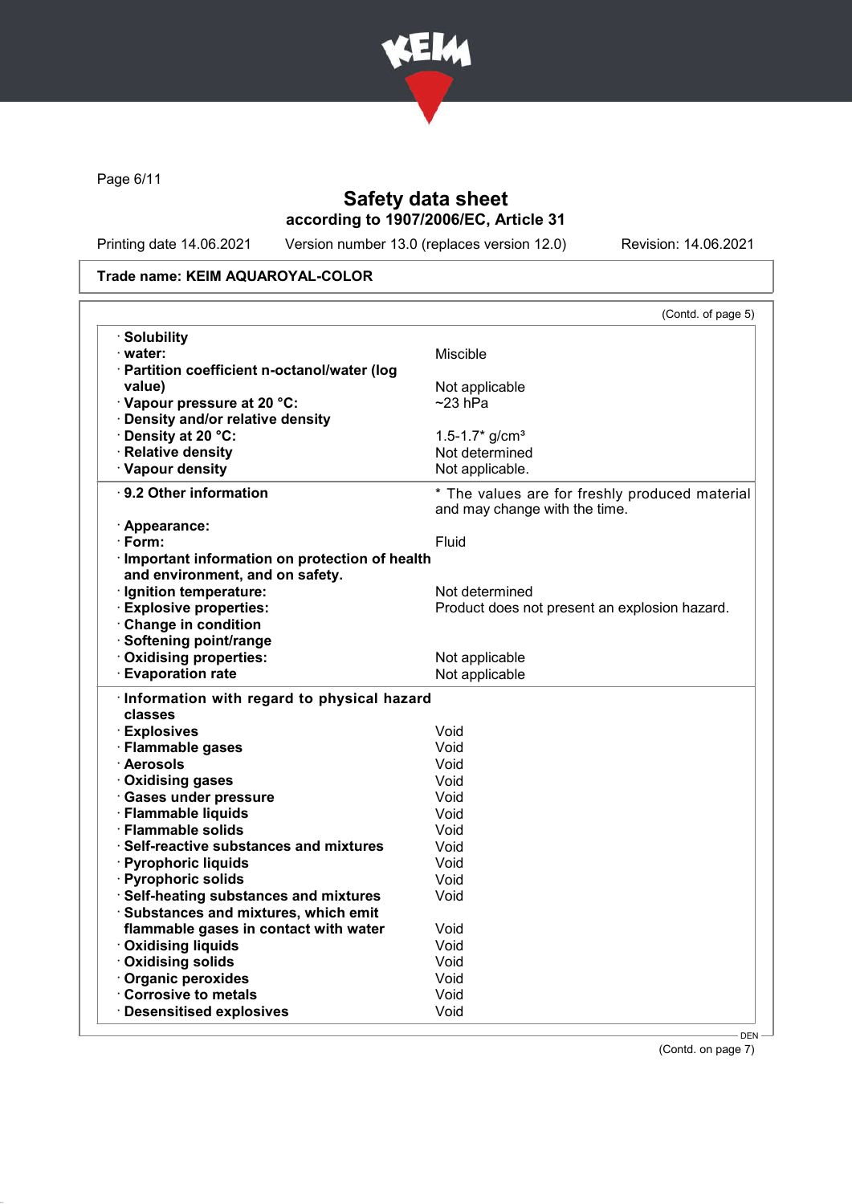**Safety data sheet**
**according to 1907/2006/EC, Article 31**

Printing date 14.06.2021 Version number 13.0 (replaces version 12.0) Revision: 14.06.2021

**Trade name: KEIM AQUAROYAL-COLOR**

(Contd. of page 5)

| | |
|---|---|
| · **Solubility** | |
| · **water:** | Miscible |
| · **Partition coefficient n-octanol/water (log value)** | Not applicable |
| · **Vapour pressure at 20 °C:** | ~23 hPa |
| · **Density and/or relative density** | |
| · **Density at 20 °C:** | 1.5-1.7* g/cm³ |
| · **Relative density** | Not determined |
| · **Vapour density** | Not applicable. |

| | |
|---|---|
| · **9.2 Other information** | * The values are for freshly produced material and may change with the time. |
| · **Appearance:** | |
| · **Form:** | Fluid |
| · **Important information on protection of health and environment, and on safety.** | |
| · **Ignition temperature:** | Not determined |
| · **Explosive properties:** | Product does not present an explosion hazard. |
| · **Change in condition** | |
| · **Softening point/range** | |
| · **Oxidising properties:** | Not applicable |
| · **Evaporation rate** | Not applicable |

| | |
|---|---|
| · **Information with regard to physical hazard classes** | |
| · **Explosives** | Void |
| · **Flammable gases** | Void |
| · **Aerosols** | Void |
| · **Oxidising gases** | Void |
| · **Gases under pressure** | Void |
| · **Flammable liquids** | Void |
| · **Flammable solids** | Void |
| · **Self-reactive substances and mixtures** | Void |
| · **Pyrophoric liquids** | Void |
| · **Pyrophoric solids** | Void |
| · **Self-heating substances and mixtures** | Void |
| · **Substances and mixtures, which emit flammable gases in contact with water** | Void |
| · **Oxidising liquids** | Void |
| · **Oxidising solids** | Void |
| · **Organic peroxides** | Void |
| · **Corrosive to metals** | Void |
| · **Desensitised explosives** | Void |

DEN

(Contd. on page 7)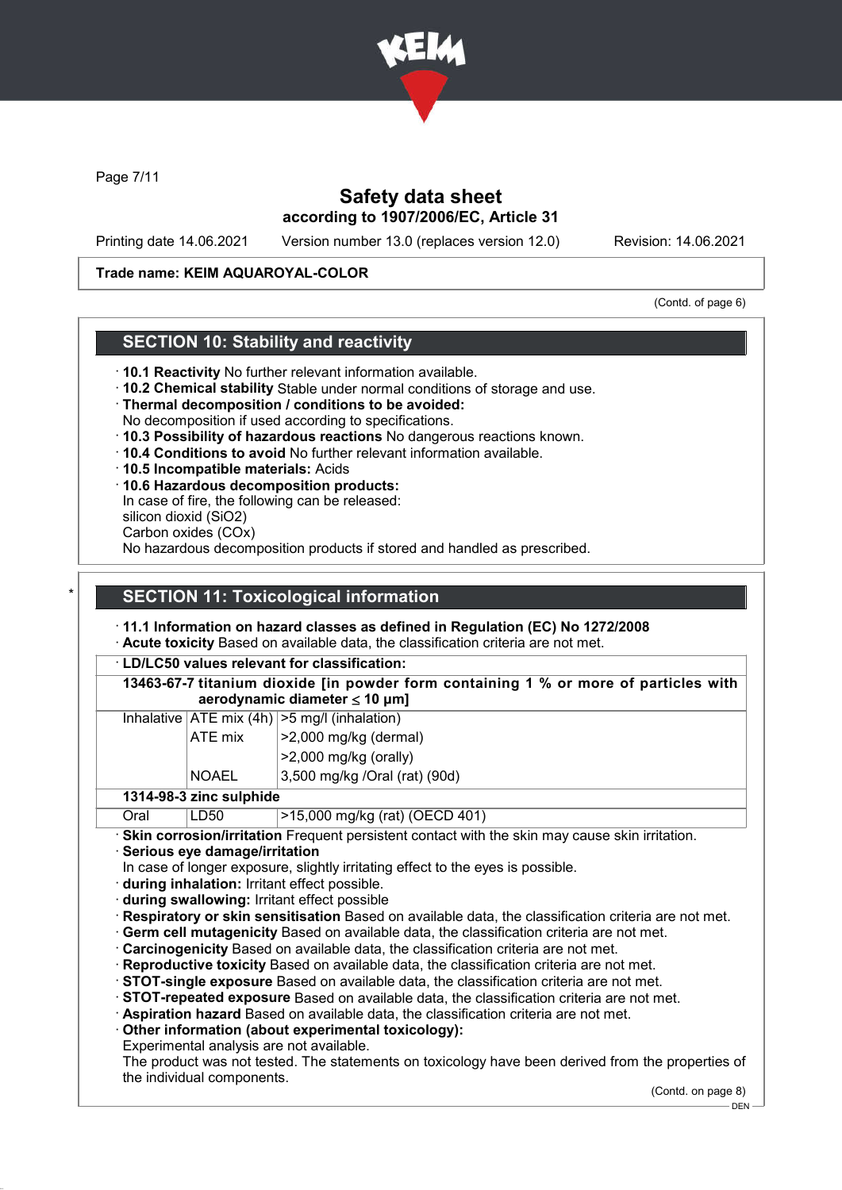# Safety data sheet
## according to 1907/2006/EC, Article 31

Printing date 14.06.2021 Version number 13.0 (replaces version 12.0) Revision: 14.06.2021

**Trade name: KEIM AQUAROYAL-COLOR**

(Contd. of page 6)

## SECTION 10: Stability and reactivity

· **10.1 Reactivity** No further relevant information available.
· **10.2 Chemical stability** Stable under normal conditions of storage and use.
· **Thermal decomposition / conditions to be avoided:**
No decomposition if used according to specifications.
· **10.3 Possibility of hazardous reactions** No dangerous reactions known.
· **10.4 Conditions to avoid** No further relevant information available.
· **10.5 Incompatible materials:** Acids
· **10.6 Hazardous decomposition products:**
In case of fire, the following can be released:
silicon dioxid ($SiO_2$)
Carbon oxides (COx)
No hazardous decomposition products if stored and handled as prescribed.

## * SECTION 11: Toxicological information

· **11.1 Information on hazard classes as defined in Regulation (EC) No 1272/2008**
· **Acute toxicity** Based on available data, the classification criteria are not met.

· **LD/LC50 values relevant for classification:**

| | | |
|---|---|---|
| **13463-67-7 titanium dioxide [in powder form containing 1 % or more of particles with aerodynamic diameter ≤ 10 μm]** | | |
| Inhalative | ATE mix (4h) | >5 mg/l (inhalation) |
| | ATE mix | >2,000 mg/kg (dermal) |
| | | >2,000 mg/kg (orally) |
| | NOAEL | 3,500 mg/kg /Oral (rat) (90d) |
| **1314-98-3 zinc sulphide** | | |
| Oral | LD50 | >15,000 mg/kg (rat) (OECD 401) |

· **Skin corrosion/irritation** Frequent persistent contact with the skin may cause skin irritation.
· **Serious eye damage/irritation**
In case of longer exposure, slightly irritating effect to the eyes is possible.
· **during inhalation:** Irritant effect possible.
· **during swallowing:** Irritant effect possible
· **Respiratory or skin sensitisation** Based on available data, the classification criteria are not met.
· **Germ cell mutagenicity** Based on available data, the classification criteria are not met.
· **Carcinogenicity** Based on available data, the classification criteria are not met.
· **Reproductive toxicity** Based on available data, the classification criteria are not met.
· **STOT-single exposure** Based on available data, the classification criteria are not met.
· **STOT-repeated exposure** Based on available data, the classification criteria are not met.
· **Aspiration hazard** Based on available data, the classification criteria are not met.
· **Other information (about experimental toxicology):**
Experimental analysis are not available.
The product was not tested. The statements on toxicology have been derived from the properties of the individual components.

(Contd. on page 8)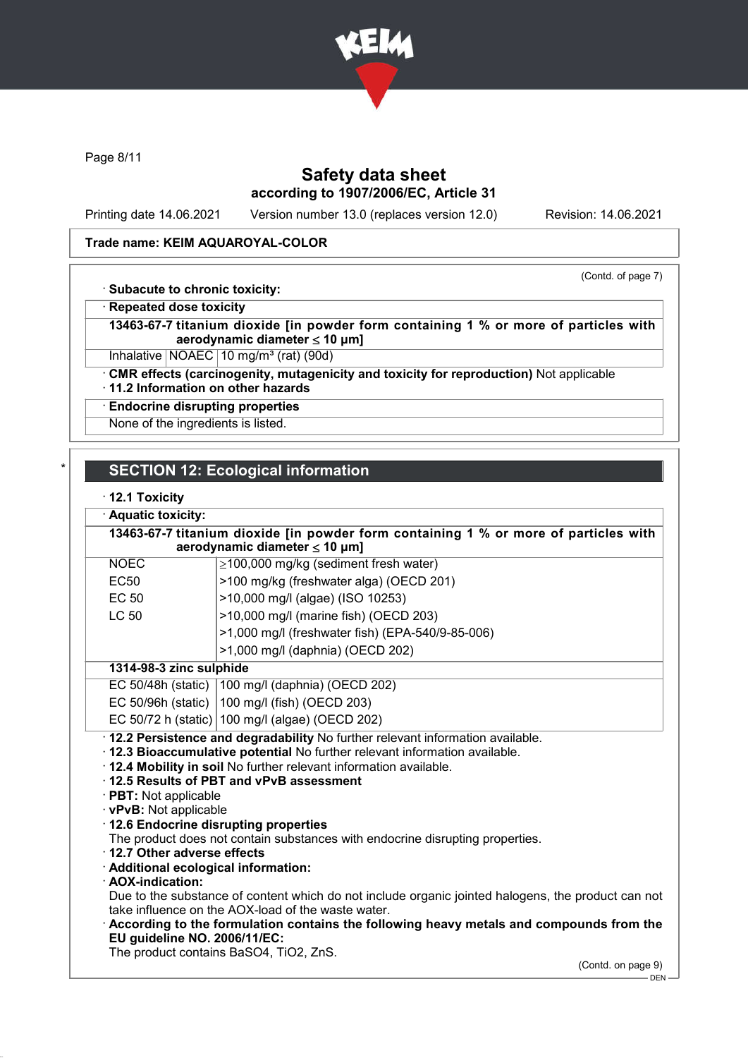(Contd. of page 7)

· **Subacute to chronic toxicity:**

· **Repeated dose toxicity**

| 13463-67-7 titanium dioxide [in powder form containing 1 % or more of particles with aerodynamic diameter ≤ 10 μm] | | |
|---|---|---|
| Inhalative | NOAEC | 10 mg/m³ (rat) (90d) |

· **CMR effects (carcinogenity, mutagenicity and toxicity for reproduction)** Not applicable

· **11.2 Information on other hazards**

· **Endocrine disrupting properties**

None of the ingredients is listed.

## SECTION 12: Ecological information

· **12.1 Toxicity**

· **Aquatic toxicity:**

| | |
|---|---|
| **13463-67-7 titanium dioxide [in powder form containing 1 % or more of particles with aerodynamic diameter ≤ 10 μm]** | |
| NOEC | ≥100,000 mg/kg (sediment fresh water) |
| EC50 | >100 mg/kg (freshwater alga) (OECD 201) |
| EC 50 | >10,000 mg/l (algae) (ISO 10253) |
| LC 50 | >10,000 mg/l (marine fish) (OECD 203) |
| | >1,000 mg/l (freshwater fish) (EPA-540/9-85-006) |
| | >1,000 mg/l (daphnia) (OECD 202) |
| **1314-98-3 zinc sulphide** | |
| EC 50/48h (static) | 100 mg/l (daphnia) (OECD 202) |
| EC 50/96h (static) | 100 mg/l (fish) (OECD 203) |
| EC 50/72 h (static) | 100 mg/l (algae) (OECD 202) |

· **12.2 Persistence and degradability** No further relevant information available.

· **12.3 Bioaccumulative potential** No further relevant information available.

· **12.4 Mobility in soil** No further relevant information available.

· **12.5 Results of PBT and vPvB assessment**

· **PBT:** Not applicable

· **vPvB:** Not applicable

· **12.6 Endocrine disrupting properties**

The product does not contain substances with endocrine disrupting properties.

· **12.7 Other adverse effects**

· **Additional ecological information:**

· **AOX-indication:**

Due to the substance of content which do not include organic jointed halogens, the product can not take influence on the AOX-load of the waste water.

· **According to the formulation contains the following heavy metals and compounds from the EU guideline NO. 2006/11/EC:**

The product contains $BaSO_4$, $TiO_2$, ZnS.

(Contd. on page 9)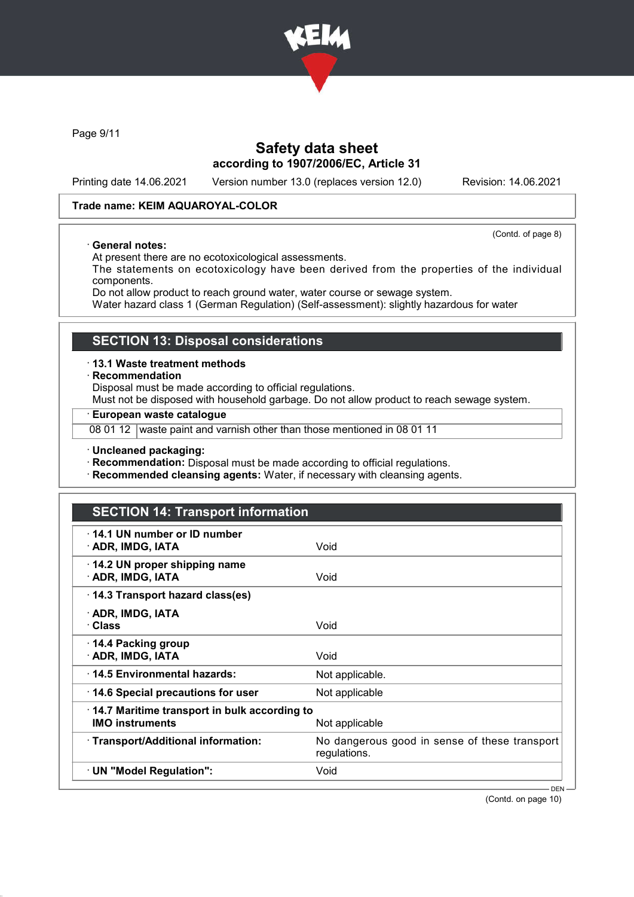Trade name: KEIM AQUAROYAL-COLOR

(Contd. of page 8)

· **General notes:**
At present there are no ecotoxicological assessments.
The statements on ecotoxicology have been derived from the properties of the individual components.
Do not allow product to reach ground water, water course or sewage system.
Water hazard class 1 (German Regulation) (Self-assessment): slightly hazardous for water

## SECTION 13: Disposal considerations

· **13.1 Waste treatment methods**
· **Recommendation**
Disposal must be made according to official regulations.
Must not be disposed with household garbage. Do not allow product to reach sewage system.

· **European waste catalogue**

| | |
|---|---|
| 08 01 12 | waste paint and varnish other than those mentioned in 08 01 11 |

· **Uncleaned packaging:**
· **Recommendation:** Disposal must be made according to official regulations.
· **Recommended cleansing agents:** Water, if necessary with cleansing agents.

## SECTION 14: Transport information

| | |
|---|---|
| · **14.1 UN number or ID number** · **ADR, IMDG, IATA** | Void |
| · **14.2 UN proper shipping name** · **ADR, IMDG, IATA** | Void |
| · **14.3 Transport hazard class(es)** · **ADR, IMDG, IATA** · **Class** | Void |
| · **14.4 Packing group** · **ADR, IMDG, IATA** | Void |
| · **14.5 Environmental hazards:** | Not applicable. |
| · **14.6 Special precautions for user** | Not applicable |
| · **14.7 Maritime transport in bulk according to IMO instruments** | Not applicable |
| · **Transport/Additional information:** | No dangerous good in sense of these transport regulations. |
| · **UN "Model Regulation":** | Void |

(Contd. on page 10)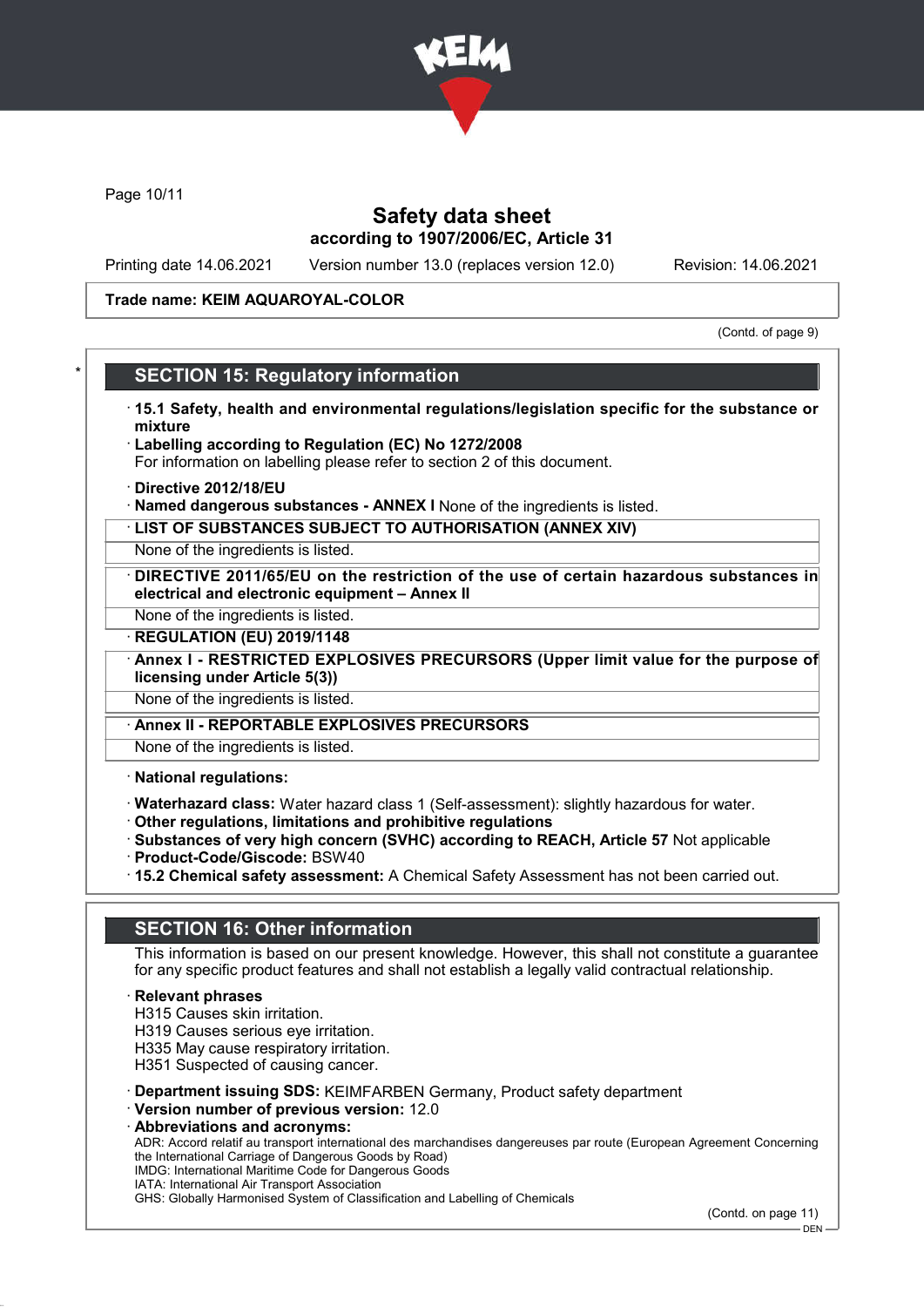**Safety data sheet**
**according to 1907/2006/EC, Article 31**

Printing date 14.06.2021 | Version number 13.0 (replaces version 12.0) | Revision: 14.06.2021

**Trade name: KEIM AQUAROYAL-COLOR**

(Contd. of page 9)

## SECTION 15: Regulatory information

- **15.1 Safety, health and environmental regulations/legislation specific for the substance or mixture**
- **Labelling according to Regulation (EC) No 1272/2008**
  For information on labelling please refer to section 2 of this document.
- **Directive 2012/18/EU**
- **Named dangerous substances - ANNEX I** None of the ingredients is listed.
- **LIST OF SUBSTANCES SUBJECT TO AUTHORISATION (ANNEX XIV)**
  None of the ingredients is listed.
- **DIRECTIVE 2011/65/EU on the restriction of the use of certain hazardous substances in electrical and electronic equipment – Annex II**
  None of the ingredients is listed.
- **REGULATION (EU) 2019/1148**
- **Annex I - RESTRICTED EXPLOSIVES PRECURSORS (Upper limit value for the purpose of licensing under Article 5(3))**
  None of the ingredients is listed.
- **Annex II - REPORTABLE EXPLOSIVES PRECURSORS**
  None of the ingredients is listed.
- **National regulations:**
- **Waterhazard class:** Water hazard class 1 (Self-assessment): slightly hazardous for water.
- **Other regulations, limitations and prohibitive regulations**
- **Substances of very high concern (SVHC) according to REACH, Article 57** Not applicable
- **Product-Code/Giscode:** BSW40
- **15.2 Chemical safety assessment:** A Chemical Safety Assessment has not been carried out.

## SECTION 16: Other information

This information is based on our present knowledge. However, this shall not constitute a guarantee for any specific product features and shall not establish a legally valid contractual relationship.

- **Relevant phrases**
  H315 Causes skin irritation.
  H319 Causes serious eye irritation.
  H335 May cause respiratory irritation.
  H351 Suspected of causing cancer.
- **Department issuing SDS:** KEIMFARBEN Germany, Product safety department
- **Version number of previous version:** 12.0
- **Abbreviations and acronyms:**
  ADR: Accord relatif au transport international des marchandises dangereuses par route (European Agreement Concerning the International Carriage of Dangerous Goods by Road)
  IMDG: International Maritime Code for Dangerous Goods
  IATA: International Air Transport Association
  GHS: Globally Harmonised System of Classification and Labelling of Chemicals

(Contd. on page 11)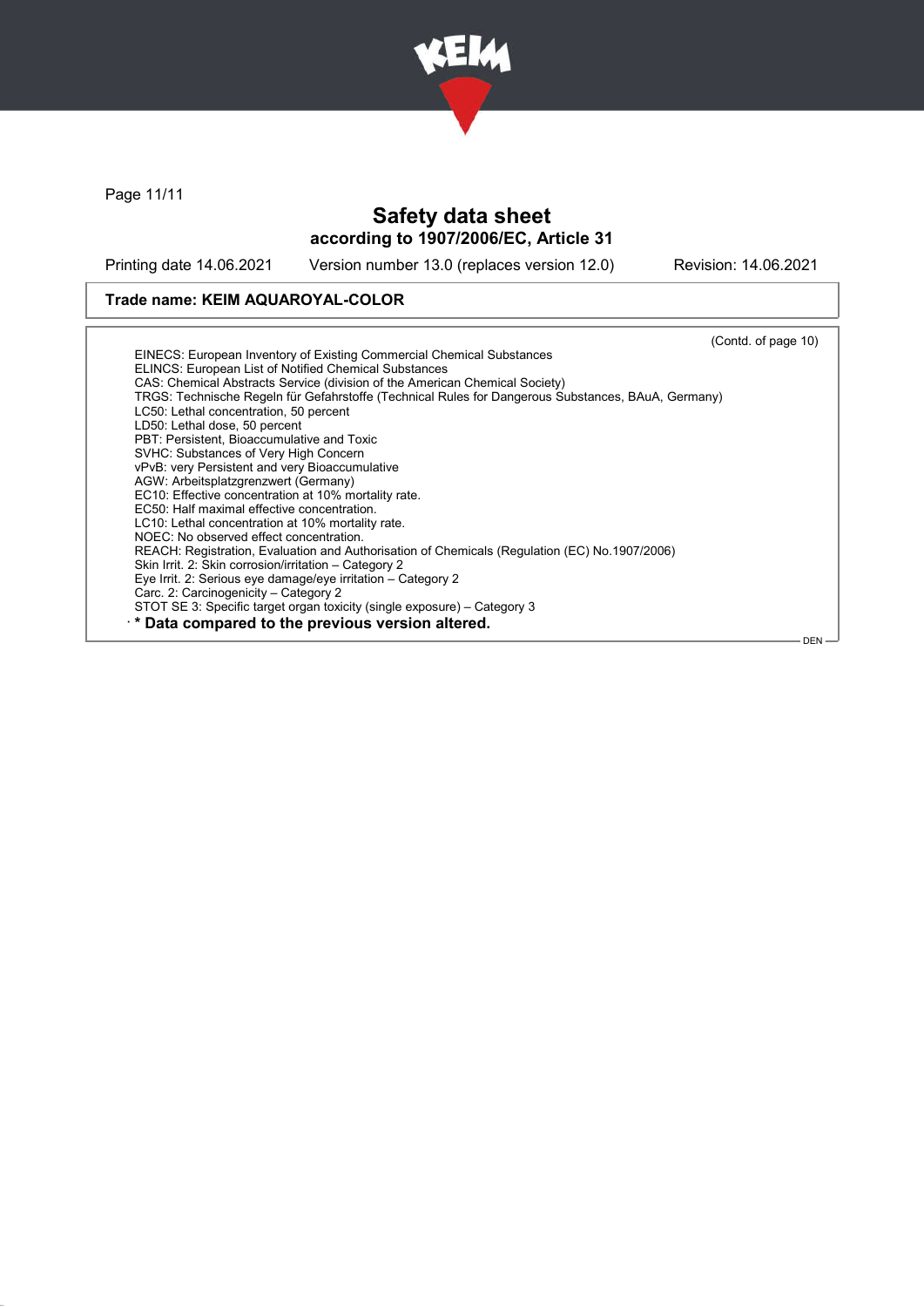## Safety data sheet
### according to 1907/2006/EC, Article 31

Printing date 14.06.2021 Version number 13.0 (replaces version 12.0) Revision: 14.06.2021

**Trade name: KEIM AQUAROYAL-COLOR**

(Contd. of page 10)

EINECS: European Inventory of Existing Commercial Chemical Substances
ELINCS: European List of Notified Chemical Substances
CAS: Chemical Abstracts Service (division of the American Chemical Society)
TRGS: Technische Regeln für Gefahrstoffe (Technical Rules for Dangerous Substances, BAuA, Germany)
LC50: Lethal concentration, 50 percent
LD50: Lethal dose, 50 percent
PBT: Persistent, Bioaccumulative and Toxic
SVHC: Substances of Very High Concern
vPvB: very Persistent and very Bioaccumulative
AGW: Arbeitsplatzgrenzwert (Germany)
EC10: Effective concentration at 10% mortality rate.
EC50: Half maximal effective concentration.
LC10: Lethal concentration at 10% mortality rate.
NOEC: No observed effect concentration.
REACH: Registration, Evaluation and Authorisation of Chemicals (Regulation (EC) No.1907/2006)
Skin Irrit. 2: Skin corrosion/irritation – Category 2
Eye Irrit. 2: Serious eye damage/eye irritation – Category 2
Carc. 2: Carcinogenicity – Category 2
STOT SE 3: Specific target organ toxicity (single exposure) – Category 3

· **\* Data compared to the previous version altered.**

DEN